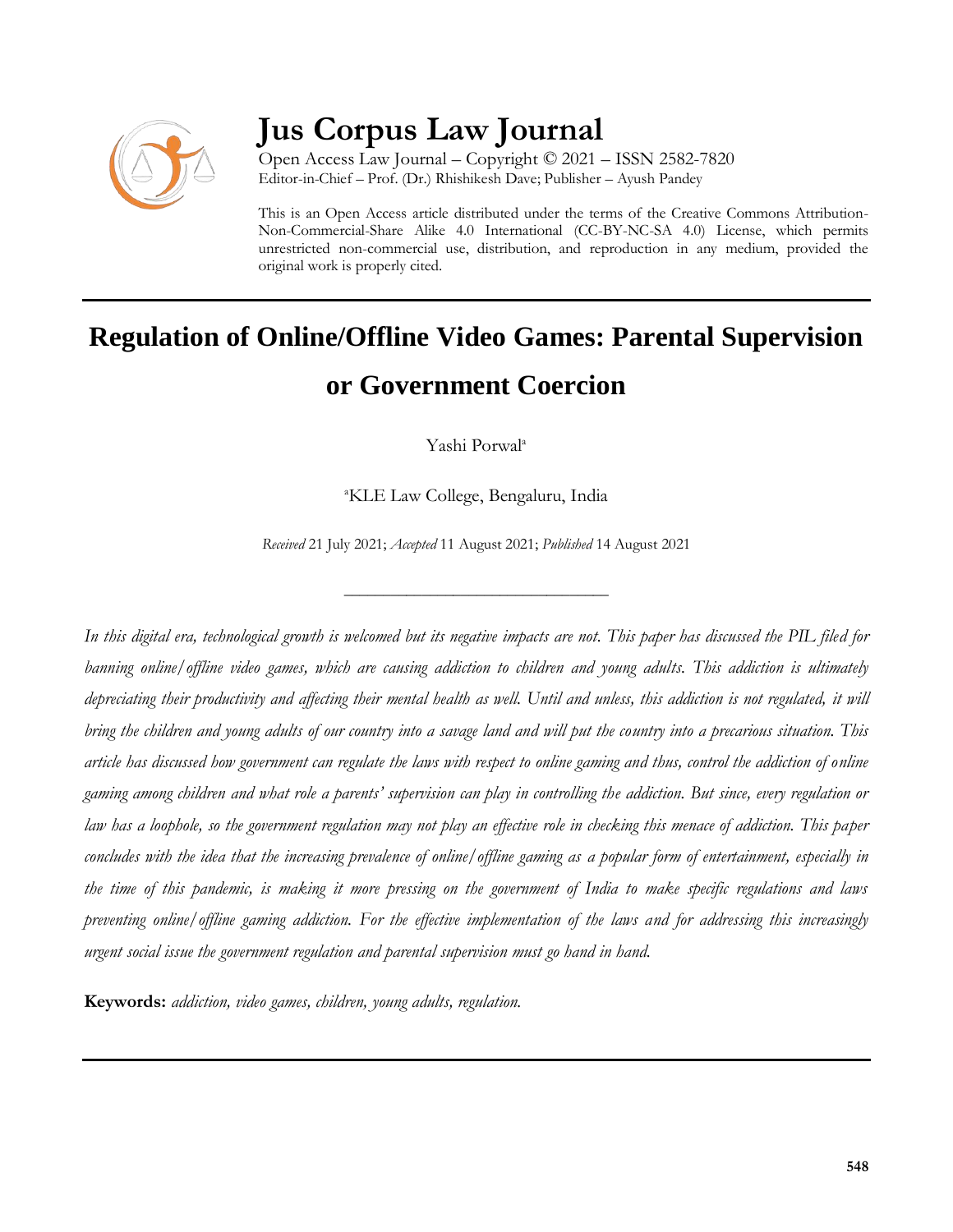# Jus Corpus Law Journal

Open Access Law Journal – Copyright © 2021 – ISSN 2582-7820
Editor-in-Chief – Prof. (Dr.) Rhishikesh Dave; Publisher – Ayush Pandey

This is an Open Access article distributed under the terms of the Creative Commons Attribution-Non-Commercial-Share Alike 4.0 International (CC-BY-NC-SA 4.0) License, which permits unrestricted non-commercial use, distribution, and reproduction in any medium, provided the original work is properly cited.

---

## Regulation of Online/Offline Video Games: Parental Supervision or Government Coercion

Yashi Porwal[a]

[a]KLE Law College, Bengaluru, India

*Received* 21 July 2021; *Accepted* 11 August 2021; *Published* 14 August 2021

---

*In this digital era, technological growth is welcomed but its negative impacts are not. This paper has discussed the PIL filed for banning online/offline video games, which are causing addiction to children and young adults. This addiction is ultimately depreciating their productivity and affecting their mental health as well. Until and unless, this addiction is not regulated, it will bring the children and young adults of our country into a savage land and will put the country into a precarious situation. This article has discussed how government can regulate the laws with respect to online gaming and thus, control the addiction of online gaming among children and what role a parents' supervision can play in controlling the addiction. But since, every regulation or law has a loophole, so the government regulation may not play an effective role in checking this menace of addiction. This paper concludes with the idea that the increasing prevalence of online/offline gaming as a popular form of entertainment, especially in the time of this pandemic, is making it more pressing on the government of India to make specific regulations and laws preventing online/offline gaming addiction. For the effective implementation of the laws and for addressing this increasingly urgent social issue the government regulation and parental supervision must go hand in hand.*

**Keywords:** *addiction, video games, children, young adults, regulation.*

---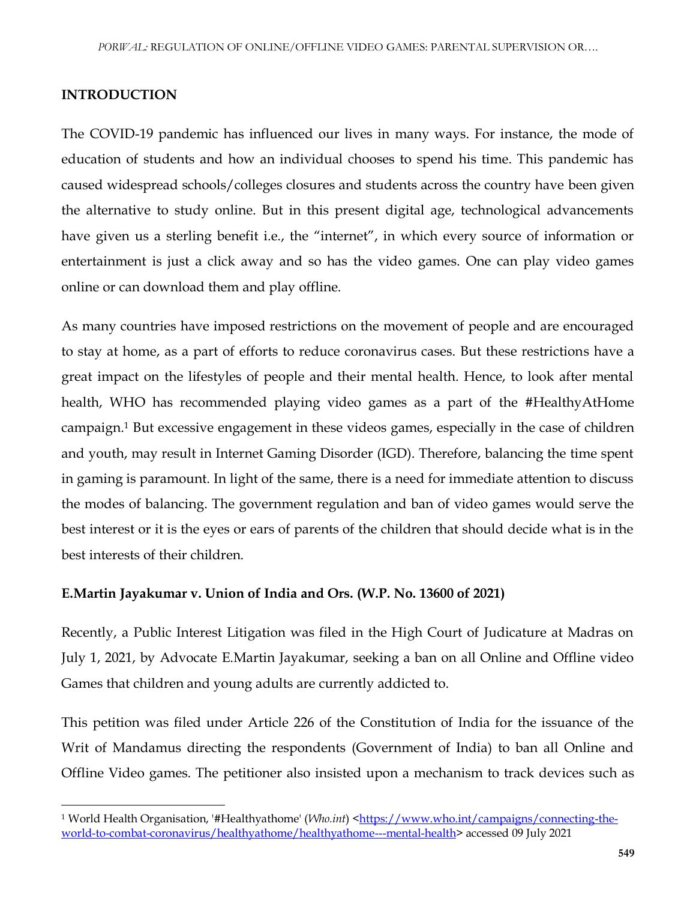## INTRODUCTION

The COVID-19 pandemic has influenced our lives in many ways. For instance, the mode of education of students and how an individual chooses to spend his time. This pandemic has caused widespread schools/colleges closures and students across the country have been given the alternative to study online. But in this present digital age, technological advancements have given us a sterling benefit i.e., the "internet", in which every source of information or entertainment is just a click away and so has the video games. One can play video games online or can download them and play offline.

As many countries have imposed restrictions on the movement of people and are encouraged to stay at home, as a part of efforts to reduce coronavirus cases. But these restrictions have a great impact on the lifestyles of people and their mental health. Hence, to look after mental health, WHO has recommended playing video games as a part of the #HealthyAtHome campaign.[1] But excessive engagement in these videos games, especially in the case of children and youth, may result in Internet Gaming Disorder (IGD). Therefore, balancing the time spent in gaming is paramount. In light of the same, there is a need for immediate attention to discuss the modes of balancing. The government regulation and ban of video games would serve the best interest or it is the eyes or ears of parents of the children that should decide what is in the best interests of their children.

**E.Martin Jayakumar v. Union of India and Ors. (W.P. No. 13600 of 2021)**

Recently, a Public Interest Litigation was filed in the High Court of Judicature at Madras on July 1, 2021, by Advocate E.Martin Jayakumar, seeking a ban on all Online and Offline video Games that children and young adults are currently addicted to.

This petition was filed under Article 226 of the Constitution of India for the issuance of the Writ of Mandamus directing the respondents (Government of India) to ban all Online and Offline Video games. The petitioner also insisted upon a mechanism to track devices such as

---

[1] World Health Organisation, '#Healthyathome' (*Who.int*) <https://www.who.int/campaigns/connecting-the-world-to-combat-coronavirus/healthyathome/healthyathome---mental-health> accessed 09 July 2021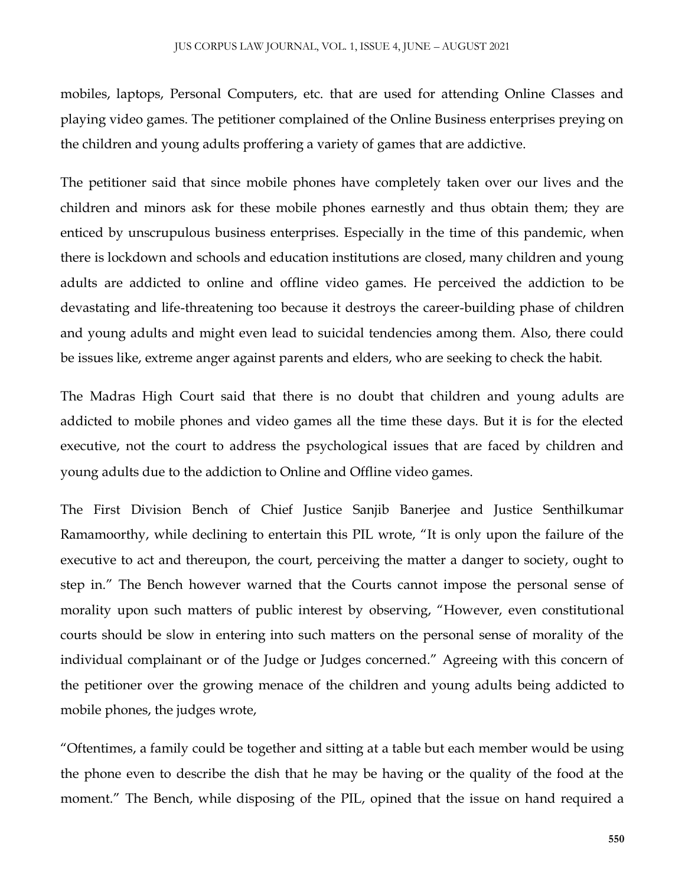mobiles, laptops, Personal Computers, etc. that are used for attending Online Classes and playing video games. The petitioner complained of the Online Business enterprises preying on the children and young adults proffering a variety of games that are addictive.

The petitioner said that since mobile phones have completely taken over our lives and the children and minors ask for these mobile phones earnestly and thus obtain them; they are enticed by unscrupulous business enterprises. Especially in the time of this pandemic, when there is lockdown and schools and education institutions are closed, many children and young adults are addicted to online and offline video games. He perceived the addiction to be devastating and life-threatening too because it destroys the career-building phase of children and young adults and might even lead to suicidal tendencies among them. Also, there could be issues like, extreme anger against parents and elders, who are seeking to check the habit.

The Madras High Court said that there is no doubt that children and young adults are addicted to mobile phones and video games all the time these days. But it is for the elected executive, not the court to address the psychological issues that are faced by children and young adults due to the addiction to Online and Offline video games.

The First Division Bench of Chief Justice Sanjib Banerjee and Justice Senthilkumar Ramamoorthy, while declining to entertain this PIL wrote, "It is only upon the failure of the executive to act and thereupon, the court, perceiving the matter a danger to society, ought to step in." The Bench however warned that the Courts cannot impose the personal sense of morality upon such matters of public interest by observing, "However, even constitutional courts should be slow in entering into such matters on the personal sense of morality of the individual complainant or of the Judge or Judges concerned." Agreeing with this concern of the petitioner over the growing menace of the children and young adults being addicted to mobile phones, the judges wrote,

"Oftentimes, a family could be together and sitting at a table but each member would be using the phone even to describe the dish that he may be having or the quality of the food at the moment." The Bench, while disposing of the PIL, opined that the issue on hand required a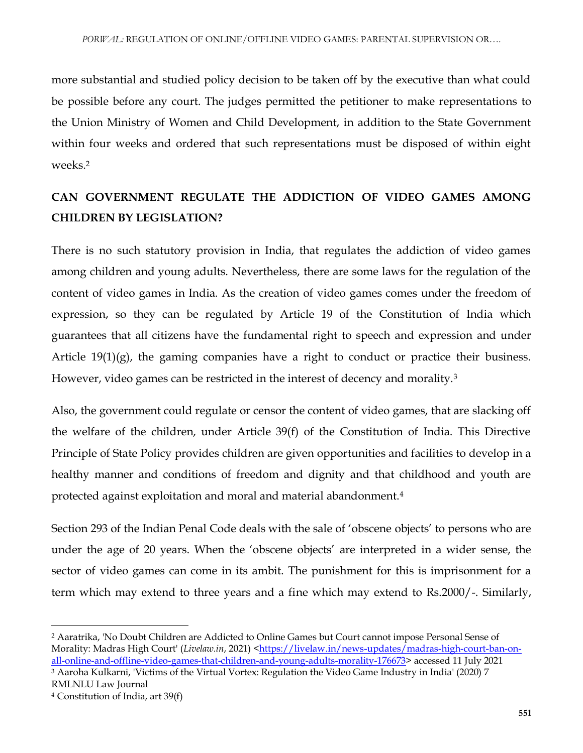more substantial and studied policy decision to be taken off by the executive than what could be possible before any court. The judges permitted the petitioner to make representations to the Union Ministry of Women and Child Development, in addition to the State Government within four weeks and ordered that such representations must be disposed of within eight weeks.[2]

## CAN GOVERNMENT REGULATE THE ADDICTION OF VIDEO GAMES AMONG CHILDREN BY LEGISLATION?

There is no such statutory provision in India, that regulates the addiction of video games among children and young adults. Nevertheless, there are some laws for the regulation of the content of video games in India. As the creation of video games comes under the freedom of expression, so they can be regulated by Article 19 of the Constitution of India which guarantees that all citizens have the fundamental right to speech and expression and under Article 19(1)(g), the gaming companies have a right to conduct or practice their business. However, video games can be restricted in the interest of decency and morality.[3]

Also, the government could regulate or censor the content of video games, that are slacking off the welfare of the children, under Article 39(f) of the Constitution of India. This Directive Principle of State Policy provides children are given opportunities and facilities to develop in a healthy manner and conditions of freedom and dignity and that childhood and youth are protected against exploitation and moral and material abandonment.[4]

Section 293 of the Indian Penal Code deals with the sale of 'obscene objects' to persons who are under the age of 20 years. When the 'obscene objects' are interpreted in a wider sense, the sector of video games can come in its ambit. The punishment for this is imprisonment for a term which may extend to three years and a fine which may extend to Rs.2000/-. Similarly,

---

[2] Aaratrika, 'No Doubt Children are Addicted to Online Games but Court cannot impose Personal Sense of Morality: Madras High Court' (*Livelaw.in*, 2021) <https://livelaw.in/news-updates/madras-high-court-ban-on-all-online-and-offline-video-games-that-children-and-young-adults-morality-176673> accessed 11 July 2021

[3] Aaroha Kulkarni, 'Victims of the Virtual Vortex: Regulation the Video Game Industry in India' (2020) 7 RMLNLU Law Journal

[4] Constitution of India, art 39(f)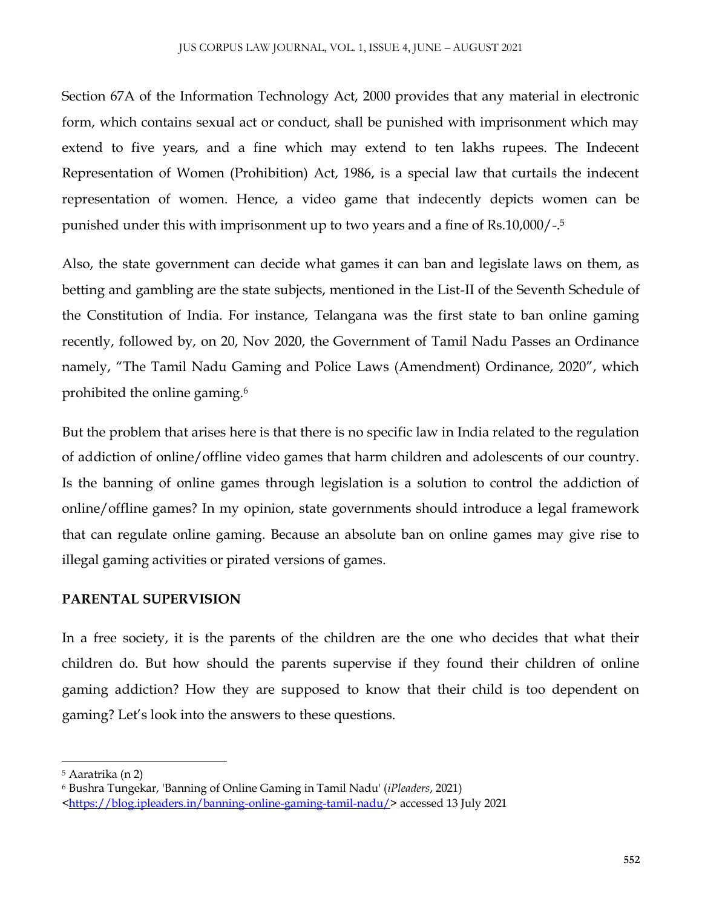Section 67A of the Information Technology Act, 2000 provides that any material in electronic form, which contains sexual act or conduct, shall be punished with imprisonment which may extend to five years, and a fine which may extend to ten lakhs rupees. The Indecent Representation of Women (Prohibition) Act, 1986, is a special law that curtails the indecent representation of women. Hence, a video game that indecently depicts women can be punished under this with imprisonment up to two years and a fine of Rs.10,000/-.[5]

Also, the state government can decide what games it can ban and legislate laws on them, as betting and gambling are the state subjects, mentioned in the List-II of the Seventh Schedule of the Constitution of India. For instance, Telangana was the first state to ban online gaming recently, followed by, on 20, Nov 2020, the Government of Tamil Nadu Passes an Ordinance namely, "The Tamil Nadu Gaming and Police Laws (Amendment) Ordinance, 2020", which prohibited the online gaming.[6]

But the problem that arises here is that there is no specific law in India related to the regulation of addiction of online/offline video games that harm children and adolescents of our country. Is the banning of online games through legislation is a solution to control the addiction of online/offline games? In my opinion, state governments should introduce a legal framework that can regulate online gaming. Because an absolute ban on online games may give rise to illegal gaming activities or pirated versions of games.

**PARENTAL SUPERVISION**

In a free society, it is the parents of the children are the one who decides that what their children do. But how should the parents supervise if they found their children of online gaming addiction? How they are supposed to know that their child is too dependent on gaming? Let's look into the answers to these questions.

---

[5] Aaratrika (n 2)

[6] Bushra Tungekar, 'Banning of Online Gaming in Tamil Nadu' (*iPleaders*, 2021) <https://blog.ipleaders.in/banning-online-gaming-tamil-nadu/> accessed 13 July 2021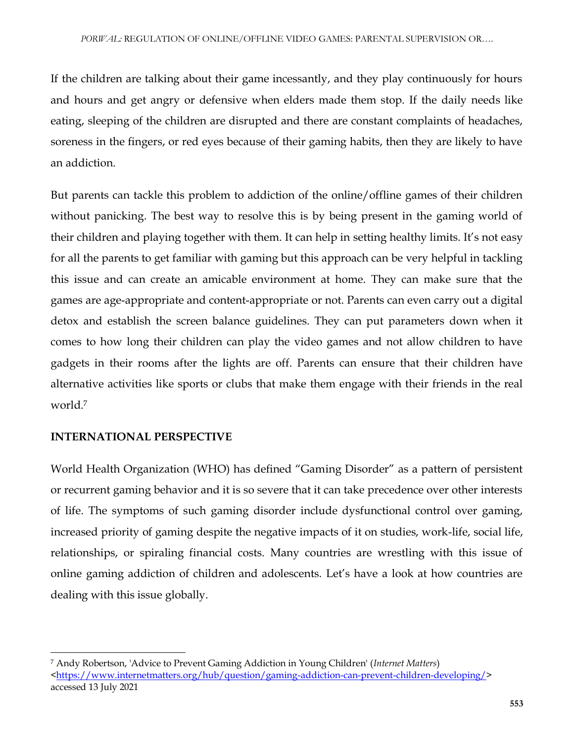If the children are talking about their game incessantly, and they play continuously for hours and hours and get angry or defensive when elders made them stop. If the daily needs like eating, sleeping of the children are disrupted and there are constant complaints of headaches, soreness in the fingers, or red eyes because of their gaming habits, then they are likely to have an addiction.

But parents can tackle this problem to addiction of the online/offline games of their children without panicking. The best way to resolve this is by being present in the gaming world of their children and playing together with them. It can help in setting healthy limits. It's not easy for all the parents to get familiar with gaming but this approach can be very helpful in tackling this issue and can create an amicable environment at home. They can make sure that the games are age-appropriate and content-appropriate or not. Parents can even carry out a digital detox and establish the screen balance guidelines. They can put parameters down when it comes to how long their children can play the video games and not allow children to have gadgets in their rooms after the lights are off. Parents can ensure that their children have alternative activities like sports or clubs that make them engage with their friends in the real world.[7]

## INTERNATIONAL PERSPECTIVE

World Health Organization (WHO) has defined "Gaming Disorder" as a pattern of persistent or recurrent gaming behavior and it is so severe that it can take precedence over other interests of life. The symptoms of such gaming disorder include dysfunctional control over gaming, increased priority of gaming despite the negative impacts of it on studies, work-life, social life, relationships, or spiraling financial costs. Many countries are wrestling with this issue of online gaming addiction of children and adolescents. Let's have a look at how countries are dealing with this issue globally.

---

[7] Andy Robertson, 'Advice to Prevent Gaming Addiction in Young Children' (*Internet Matters*) <https://www.internetmatters.org/hub/question/gaming-addiction-can-prevent-children-developing/> accessed 13 July 2021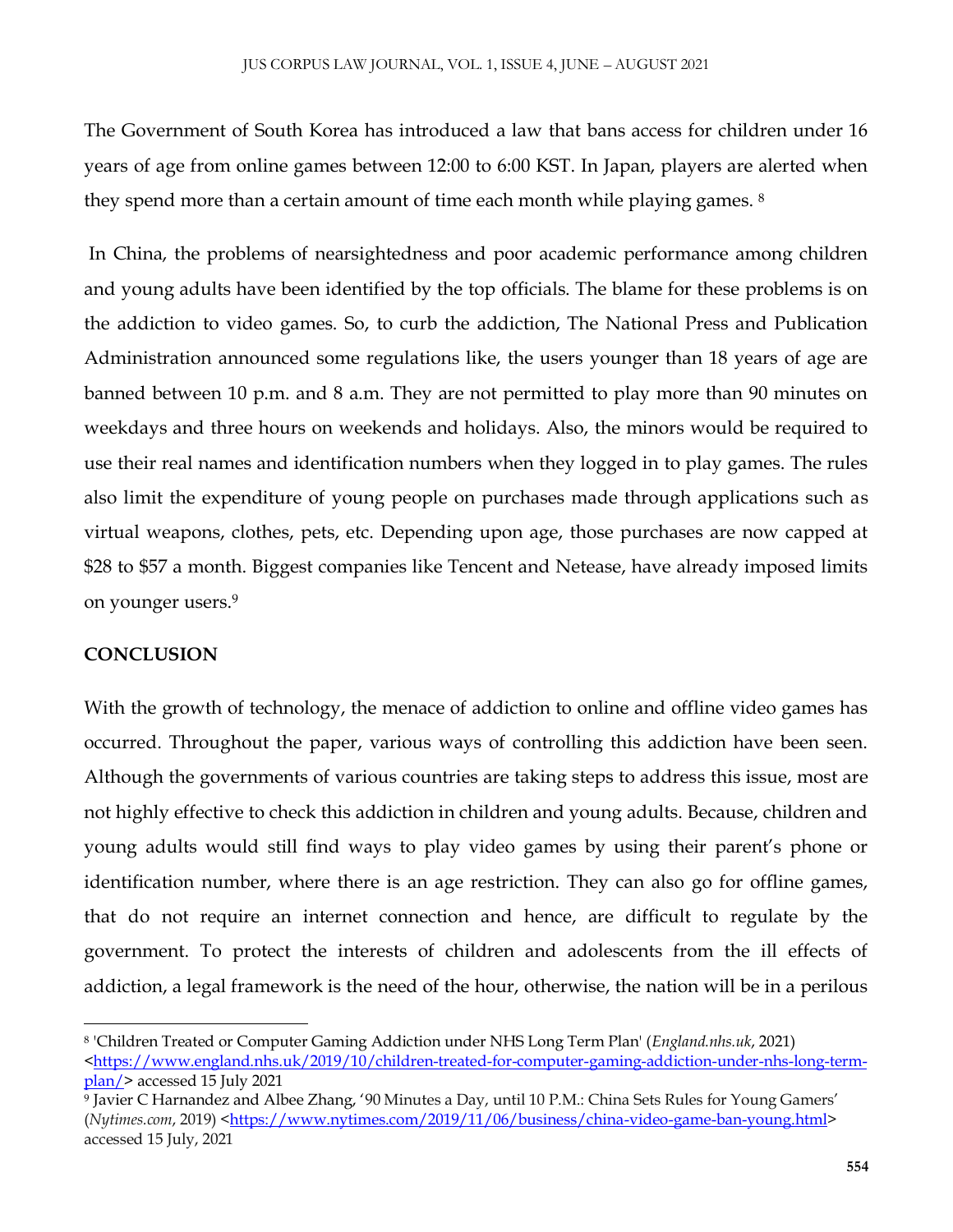The Government of South Korea has introduced a law that bans access for children under 16 years of age from online games between 12:00 to 6:00 KST. In Japan, players are alerted when they spend more than a certain amount of time each month while playing games. [8]

In China, the problems of nearsightedness and poor academic performance among children and young adults have been identified by the top officials. The blame for these problems is on the addiction to video games. So, to curb the addiction, The National Press and Publication Administration announced some regulations like, the users younger than 18 years of age are banned between 10 p.m. and 8 a.m. They are not permitted to play more than 90 minutes on weekdays and three hours on weekends and holidays. Also, the minors would be required to use their real names and identification numbers when they logged in to play games. The rules also limit the expenditure of young people on purchases made through applications such as virtual weapons, clothes, pets, etc. Depending upon age, those purchases are now capped at $28 to $57 a month. Biggest companies like Tencent and Netease, have already imposed limits on younger users.[9]

## CONCLUSION

With the growth of technology, the menace of addiction to online and offline video games has occurred. Throughout the paper, various ways of controlling this addiction have been seen. Although the governments of various countries are taking steps to address this issue, most are not highly effective to check this addiction in children and young adults. Because, children and young adults would still find ways to play video games by using their parent's phone or identification number, where there is an age restriction. They can also go for offline games, that do not require an internet connection and hence, are difficult to regulate by the government. To protect the interests of children and adolescents from the ill effects of addiction, a legal framework is the need of the hour, otherwise, the nation will be in a perilous

---

[8] 'Children Treated or Computer Gaming Addiction under NHS Long Term Plan' (*England.nhs.uk*, 2021) <https://www.england.nhs.uk/2019/10/children-treated-for-computer-gaming-addiction-under-nhs-long-term-plan/> accessed 15 July 2021

[9] Javier C Harnandez and Albee Zhang, '90 Minutes a Day, until 10 P.M.: China Sets Rules for Young Gamers' (*Nytimes.com*, 2019) <https://www.nytimes.com/2019/11/06/business/china-video-game-ban-young.html> accessed 15 July, 2021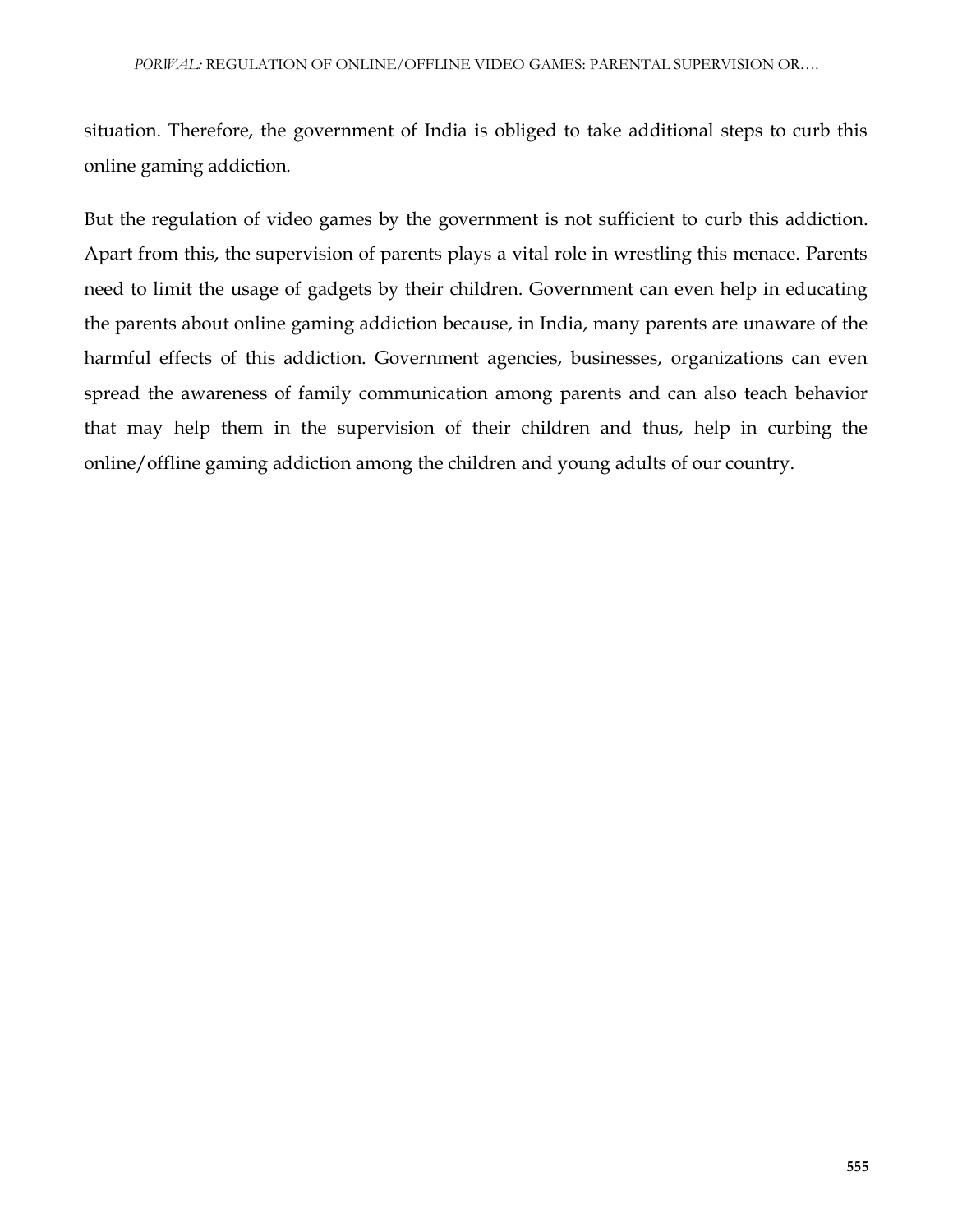situation. Therefore, the government of India is obliged to take additional steps to curb this online gaming addiction.

But the regulation of video games by the government is not sufficient to curb this addiction. Apart from this, the supervision of parents plays a vital role in wrestling this menace. Parents need to limit the usage of gadgets by their children. Government can even help in educating the parents about online gaming addiction because, in India, many parents are unaware of the harmful effects of this addiction. Government agencies, businesses, organizations can even spread the awareness of family communication among parents and can also teach behavior that may help them in the supervision of their children and thus, help in curbing the online/offline gaming addiction among the children and young adults of our country.